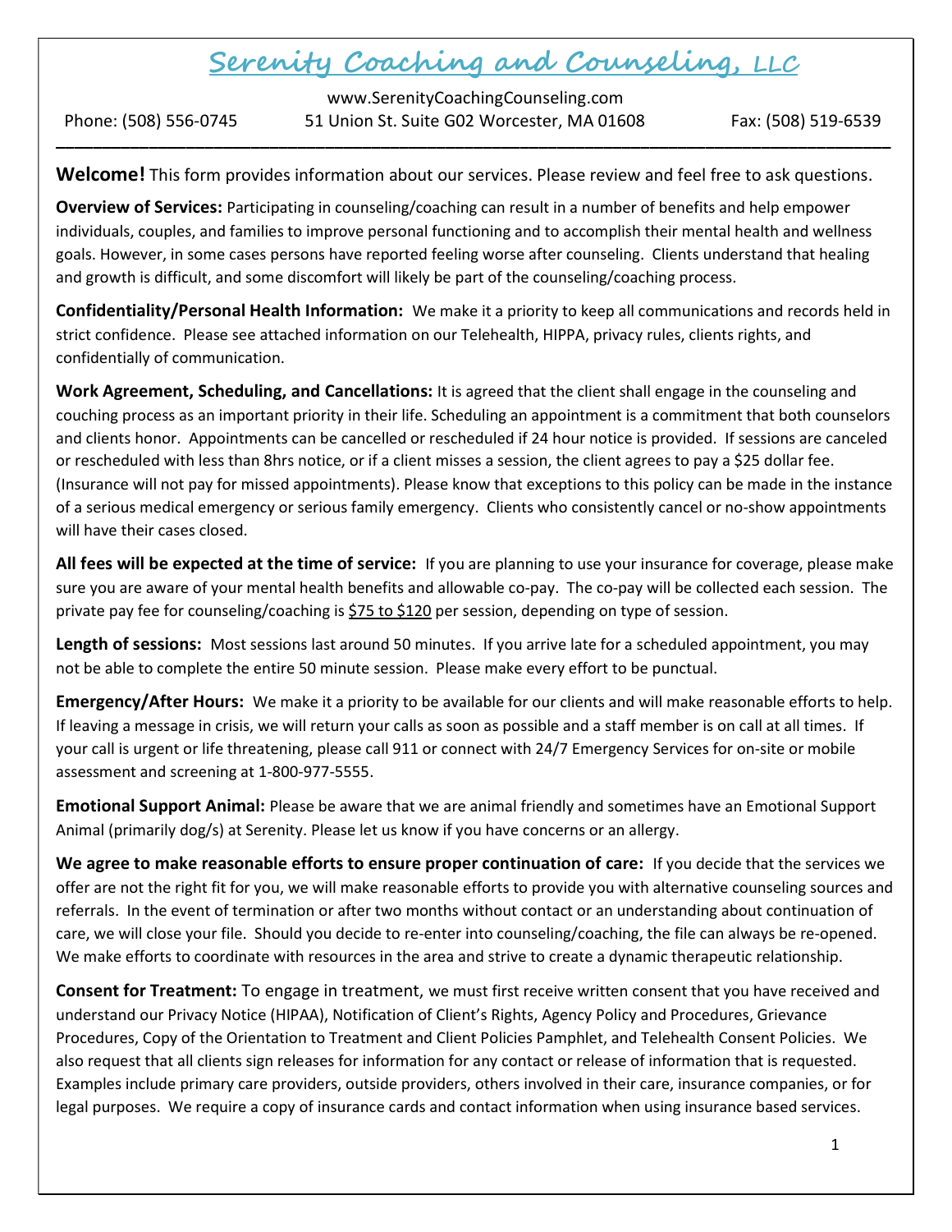# Serenity Coaching and Counseling, LLC

www.SerenityCoachingCounseling.com

Phone: (508) 556-0745 51 Union St. Suite G02 Worcester, MA 01608 Fax: (508) 519-6539

---

**Welcome!** This form provides information about our services. Please review and feel free to ask questions.

**Overview of Services:** Participating in counseling/coaching can result in a number of benefits and help empower individuals, couples, and families to improve personal functioning and to accomplish their mental health and wellness goals. However, in some cases persons have reported feeling worse after counseling. Clients understand that healing and growth is difficult, and some discomfort will likely be part of the counseling/coaching process.

**Confidentiality/Personal Health Information:** We make it a priority to keep all communications and records held in strict confidence. Please see attached information on our Telehealth, HIPPA, privacy rules, clients rights, and confidentially of communication.

**Work Agreement, Scheduling, and Cancellations:** It is agreed that the client shall engage in the counseling and couching process as an important priority in their life. Scheduling an appointment is a commitment that both counselors and clients honor. Appointments can be cancelled or rescheduled if 24 hour notice is provided. If sessions are canceled or rescheduled with less than 8hrs notice, or if a client misses a session, the client agrees to pay a $25 dollar fee. (Insurance will not pay for missed appointments). Please know that exceptions to this policy can be made in the instance of a serious medical emergency or serious family emergency. Clients who consistently cancel or no-show appointments will have their cases closed.

**All fees will be expected at the time of service:** If you are planning to use your insurance for coverage, please make sure you are aware of your mental health benefits and allowable co-pay. The co-pay will be collected each session. The private pay fee for counseling/coaching is $75 to $120 per session, depending on type of session.

**Length of sessions:** Most sessions last around 50 minutes. If you arrive late for a scheduled appointment, you may not be able to complete the entire 50 minute session. Please make every effort to be punctual.

**Emergency/After Hours:** We make it a priority to be available for our clients and will make reasonable efforts to help. If leaving a message in crisis, we will return your calls as soon as possible and a staff member is on call at all times. If your call is urgent or life threatening, please call 911 or connect with 24/7 Emergency Services for on-site or mobile assessment and screening at 1-800-977-5555.

**Emotional Support Animal:** Please be aware that we are animal friendly and sometimes have an Emotional Support Animal (primarily dog/s) at Serenity. Please let us know if you have concerns or an allergy.

**We agree to make reasonable efforts to ensure proper continuation of care:** If you decide that the services we offer are not the right fit for you, we will make reasonable efforts to provide you with alternative counseling sources and referrals. In the event of termination or after two months without contact or an understanding about continuation of care, we will close your file. Should you decide to re-enter into counseling/coaching, the file can always be re-opened. We make efforts to coordinate with resources in the area and strive to create a dynamic therapeutic relationship.

**Consent for Treatment:** To engage in treatment, we must first receive written consent that you have received and understand our Privacy Notice (HIPAA), Notification of Client's Rights, Agency Policy and Procedures, Grievance Procedures, Copy of the Orientation to Treatment and Client Policies Pamphlet, and Telehealth Consent Policies. We also request that all clients sign releases for information for any contact or release of information that is requested. Examples include primary care providers, outside providers, others involved in their care, insurance companies, or for legal purposes. We require a copy of insurance cards and contact information when using insurance based services.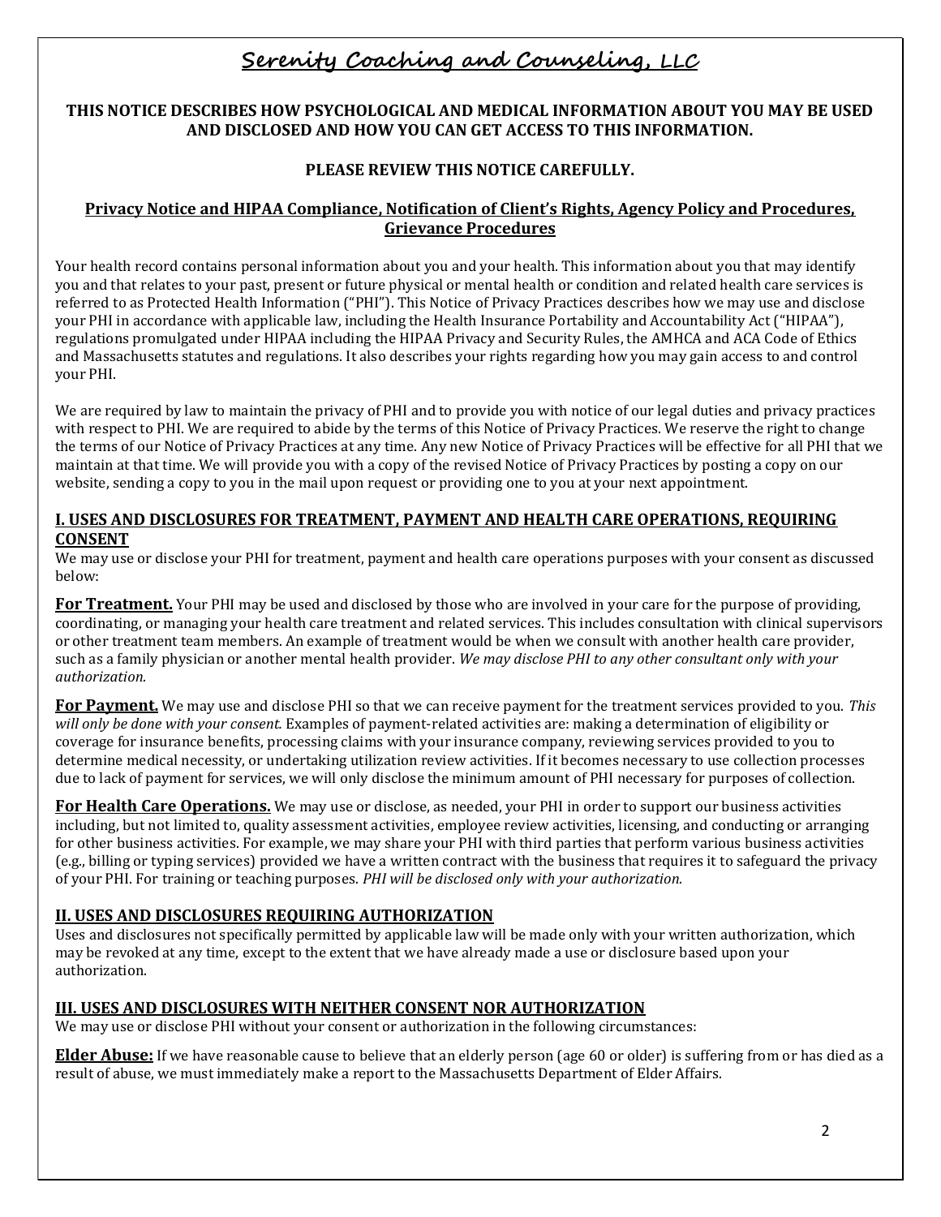# Serenity Coaching and Counseling, LLC

**THIS NOTICE DESCRIBES HOW PSYCHOLOGICAL AND MEDICAL INFORMATION ABOUT YOU MAY BE USED AND DISCLOSED AND HOW YOU CAN GET ACCESS TO THIS INFORMATION.**

**PLEASE REVIEW THIS NOTICE CAREFULLY.**

## Privacy Notice and HIPAA Compliance, Notification of Client's Rights, Agency Policy and Procedures, Grievance Procedures

Your health record contains personal information about you and your health. This information about you that may identify you and that relates to your past, present or future physical or mental health or condition and related health care services is referred to as Protected Health Information ("PHI"). This Notice of Privacy Practices describes how we may use and disclose your PHI in accordance with applicable law, including the Health Insurance Portability and Accountability Act ("HIPAA"), regulations promulgated under HIPAA including the HIPAA Privacy and Security Rules, the AMHCA and ACA Code of Ethics and Massachusetts statutes and regulations. It also describes your rights regarding how you may gain access to and control your PHI.

We are required by law to maintain the privacy of PHI and to provide you with notice of our legal duties and privacy practices with respect to PHI. We are required to abide by the terms of this Notice of Privacy Practices. We reserve the right to change the terms of our Notice of Privacy Practices at any time. Any new Notice of Privacy Practices will be effective for all PHI that we maintain at that time. We will provide you with a copy of the revised Notice of Privacy Practices by posting a copy on our website, sending a copy to you in the mail upon request or providing one to you at your next appointment.

## I. USES AND DISCLOSURES FOR TREATMENT, PAYMENT AND HEALTH CARE OPERATIONS, REQUIRING CONSENT

We may use or disclose your PHI for treatment, payment and health care operations purposes with your consent as discussed below:

**For Treatment.** Your PHI may be used and disclosed by those who are involved in your care for the purpose of providing, coordinating, or managing your health care treatment and related services. This includes consultation with clinical supervisors or other treatment team members. An example of treatment would be when we consult with another health care provider, such as a family physician or another mental health provider. *We may disclose PHI to any other consultant only with your authorization.*

**For Payment.** We may use and disclose PHI so that we can receive payment for the treatment services provided to you. *This will only be done with your consent.* Examples of payment-related activities are: making a determination of eligibility or coverage for insurance benefits, processing claims with your insurance company, reviewing services provided to you to determine medical necessity, or undertaking utilization review activities. If it becomes necessary to use collection processes due to lack of payment for services, we will only disclose the minimum amount of PHI necessary for purposes of collection.

**For Health Care Operations.** We may use or disclose, as needed, your PHI in order to support our business activities including, but not limited to, quality assessment activities, employee review activities, licensing, and conducting or arranging for other business activities. For example, we may share your PHI with third parties that perform various business activities (e.g., billing or typing services) provided we have a written contract with the business that requires it to safeguard the privacy of your PHI. For training or teaching purposes. *PHI will be disclosed only with your authorization.*

## II. USES AND DISCLOSURES REQUIRING AUTHORIZATION

Uses and disclosures not specifically permitted by applicable law will be made only with your written authorization, which may be revoked at any time, except to the extent that we have already made a use or disclosure based upon your authorization.

## III. USES AND DISCLOSURES WITH NEITHER CONSENT NOR AUTHORIZATION

We may use or disclose PHI without your consent or authorization in the following circumstances:

**Elder Abuse:** If we have reasonable cause to believe that an elderly person (age 60 or older) is suffering from or has died as a result of abuse, we must immediately make a report to the Massachusetts Department of Elder Affairs.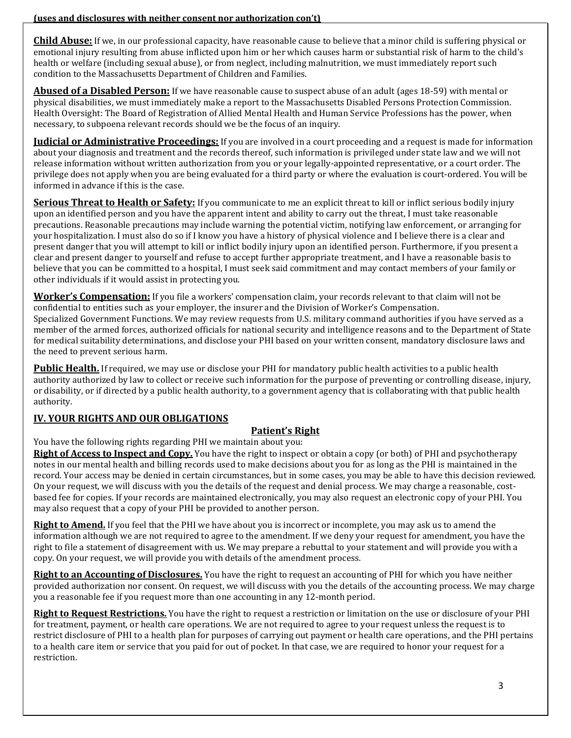**(uses and disclosures with neither consent nor authorization con't)**

**Child Abuse:** If we, in our professional capacity, have reasonable cause to believe that a minor child is suffering physical or emotional injury resulting from abuse inflicted upon him or her which causes harm or substantial risk of harm to the child's health or welfare (including sexual abuse), or from neglect, including malnutrition, we must immediately report such condition to the Massachusetts Department of Children and Families.

**Abused of a Disabled Person:** If we have reasonable cause to suspect abuse of an adult (ages 18-59) with mental or physical disabilities, we must immediately make a report to the Massachusetts Disabled Persons Protection Commission. Health Oversight: The Board of Registration of Allied Mental Health and Human Service Professions has the power, when necessary, to subpoena relevant records should we be the focus of an inquiry.

**Judicial or Administrative Proceedings:** If you are involved in a court proceeding and a request is made for information about your diagnosis and treatment and the records thereof, such information is privileged under state law and we will not release information without written authorization from you or your legally-appointed representative, or a court order. The privilege does not apply when you are being evaluated for a third party or where the evaluation is court-ordered. You will be informed in advance if this is the case.

**Serious Threat to Health or Safety:** If you communicate to me an explicit threat to kill or inflict serious bodily injury upon an identified person and you have the apparent intent and ability to carry out the threat, I must take reasonable precautions. Reasonable precautions may include warning the potential victim, notifying law enforcement, or arranging for your hospitalization. I must also do so if I know you have a history of physical violence and I believe there is a clear and present danger that you will attempt to kill or inflict bodily injury upon an identified person. Furthermore, if you present a clear and present danger to yourself and refuse to accept further appropriate treatment, and I have a reasonable basis to believe that you can be committed to a hospital, I must seek said commitment and may contact members of your family or other individuals if it would assist in protecting you.

**Worker's Compensation:** If you file a workers' compensation claim, your records relevant to that claim will not be confidential to entities such as your employer, the insurer and the Division of Worker's Compensation.
Specialized Government Functions. We may review requests from U.S. military command authorities if you have served as a member of the armed forces, authorized officials for national security and intelligence reasons and to the Department of State for medical suitability determinations, and disclose your PHI based on your written consent, mandatory disclosure laws and the need to prevent serious harm.

**Public Health.** If required, we may use or disclose your PHI for mandatory public health activities to a public health authority authorized by law to collect or receive such information for the purpose of preventing or controlling disease, injury, or disability, or if directed by a public health authority, to a government agency that is collaborating with that public health authority.

## IV. YOUR RIGHTS AND OUR OBLIGATIONS

### Patient's Right

You have the following rights regarding PHI we maintain about you:

**Right of Access to Inspect and Copy.** You have the right to inspect or obtain a copy (or both) of PHI and psychotherapy notes in our mental health and billing records used to make decisions about you for as long as the PHI is maintained in the record. Your access may be denied in certain circumstances, but in some cases, you may be able to have this decision reviewed. On your request, we will discuss with you the details of the request and denial process. We may charge a reasonable, cost-based fee for copies. If your records are maintained electronically, you may also request an electronic copy of your PHI. You may also request that a copy of your PHI be provided to another person.

**Right to Amend.** If you feel that the PHI we have about you is incorrect or incomplete, you may ask us to amend the information although we are not required to agree to the amendment. If we deny your request for amendment, you have the right to file a statement of disagreement with us. We may prepare a rebuttal to your statement and will provide you with a copy. On your request, we will provide you with details of the amendment process.

**Right to an Accounting of Disclosures.** You have the right to request an accounting of PHI for which you have neither provided authorization nor consent. On request, we will discuss with you the details of the accounting process. We may charge you a reasonable fee if you request more than one accounting in any 12-month period.

**Right to Request Restrictions.** You have the right to request a restriction or limitation on the use or disclosure of your PHI for treatment, payment, or health care operations. We are not required to agree to your request unless the request is to restrict disclosure of PHI to a health plan for purposes of carrying out payment or health care operations, and the PHI pertains to a health care item or service that you paid for out of pocket. In that case, we are required to honor your request for a restriction.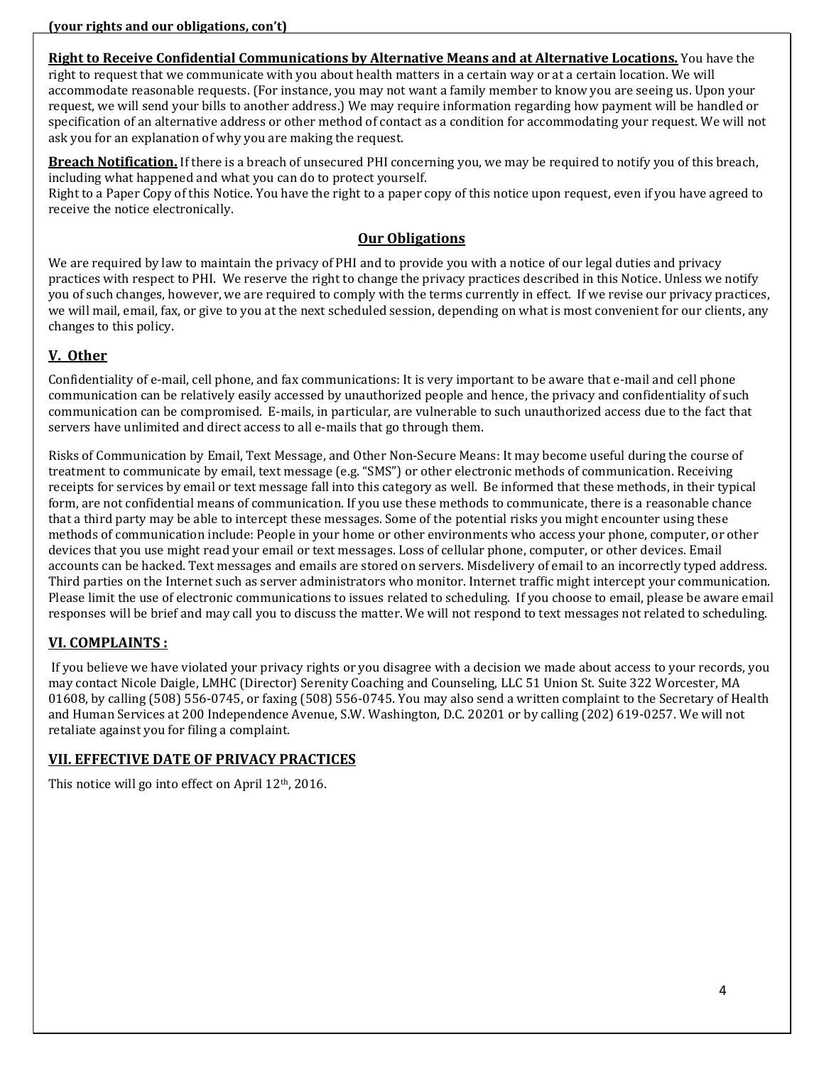**(your rights and our obligations, con't)**

**Right to Receive Confidential Communications by Alternative Means and at Alternative Locations.** You have the right to request that we communicate with you about health matters in a certain way or at a certain location. We will accommodate reasonable requests. (For instance, you may not want a family member to know you are seeing us. Upon your request, we will send your bills to another address.) We may require information regarding how payment will be handled or specification of an alternative address or other method of contact as a condition for accommodating your request. We will not ask you for an explanation of why you are making the request.

**Breach Notification.** If there is a breach of unsecured PHI concerning you, we may be required to notify you of this breach, including what happened and what you can do to protect yourself.
Right to a Paper Copy of this Notice. You have the right to a paper copy of this notice upon request, even if you have agreed to receive the notice electronically.

### Our Obligations

We are required by law to maintain the privacy of PHI and to provide you with a notice of our legal duties and privacy practices with respect to PHI. We reserve the right to change the privacy practices described in this Notice. Unless we notify you of such changes, however, we are required to comply with the terms currently in effect. If we revise our privacy practices, we will mail, email, fax, or give to you at the next scheduled session, depending on what is most convenient for our clients, any changes to this policy.

## V. Other

Confidentiality of e-mail, cell phone, and fax communications: It is very important to be aware that e-mail and cell phone communication can be relatively easily accessed by unauthorized people and hence, the privacy and confidentiality of such communication can be compromised. E-mails, in particular, are vulnerable to such unauthorized access due to the fact that servers have unlimited and direct access to all e-mails that go through them.

Risks of Communication by Email, Text Message, and Other Non-Secure Means: It may become useful during the course of treatment to communicate by email, text message (e.g. "SMS") or other electronic methods of communication. Receiving receipts for services by email or text message fall into this category as well. Be informed that these methods, in their typical form, are not confidential means of communication. If you use these methods to communicate, there is a reasonable chance that a third party may be able to intercept these messages. Some of the potential risks you might encounter using these methods of communication include: People in your home or other environments who access your phone, computer, or other devices that you use might read your email or text messages. Loss of cellular phone, computer, or other devices. Email accounts can be hacked. Text messages and emails are stored on servers. Misdelivery of email to an incorrectly typed address. Third parties on the Internet such as server administrators who monitor. Internet traffic might intercept your communication. Please limit the use of electronic communications to issues related to scheduling. If you choose to email, please be aware email responses will be brief and may call you to discuss the matter. We will not respond to text messages not related to scheduling.

## VI. COMPLAINTS :

If you believe we have violated your privacy rights or you disagree with a decision we made about access to your records, you may contact Nicole Daigle, LMHC (Director) Serenity Coaching and Counseling, LLC 51 Union St. Suite 322 Worcester, MA 01608, by calling (508) 556-0745, or faxing (508) 556-0745. You may also send a written complaint to the Secretary of Health and Human Services at 200 Independence Avenue, S.W. Washington, D.C. 20201 or by calling (202) 619-0257. We will not retaliate against you for filing a complaint.

## VII. EFFECTIVE DATE OF PRIVACY PRACTICES

This notice will go into effect on April 12th, 2016.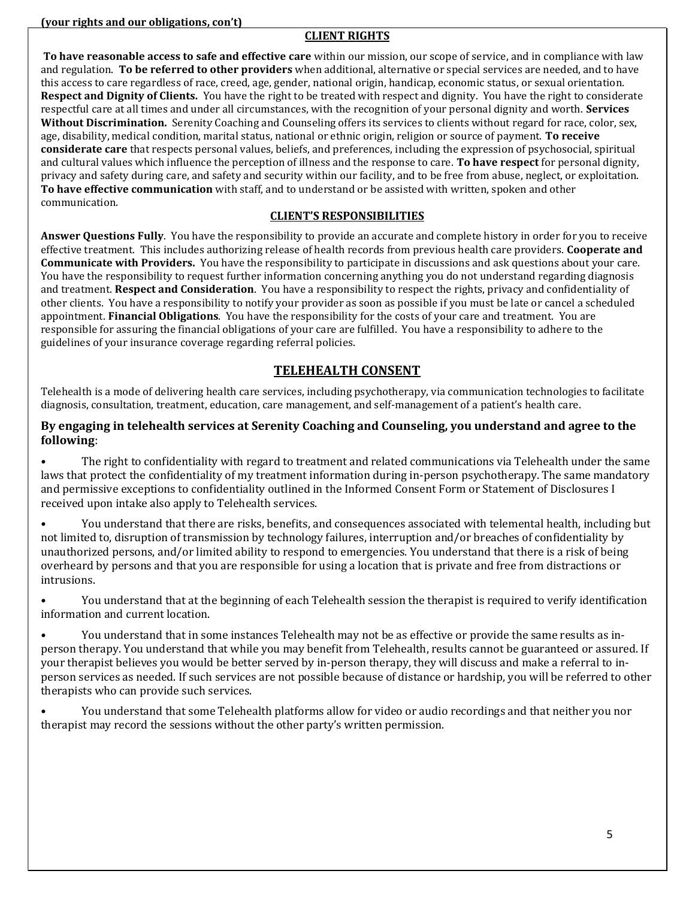**(your rights and our obligations, con't)**

## CLIENT RIGHTS

**To have reasonable access to safe and effective care** within our mission, our scope of service, and in compliance with law and regulation. **To be referred to other providers** when additional, alternative or special services are needed, and to have this access to care regardless of race, creed, age, gender, national origin, handicap, economic status, or sexual orientation. **Respect and Dignity of Clients.** You have the right to be treated with respect and dignity. You have the right to considerate respectful care at all times and under all circumstances, with the recognition of your personal dignity and worth. **Services Without Discrimination.** Serenity Coaching and Counseling offers its services to clients without regard for race, color, sex, age, disability, medical condition, marital status, national or ethnic origin, religion or source of payment. **To receive considerate care** that respects personal values, beliefs, and preferences, including the expression of psychosocial, spiritual and cultural values which influence the perception of illness and the response to care. **To have respect** for personal dignity, privacy and safety during care, and safety and security within our facility, and to be free from abuse, neglect, or exploitation. **To have effective communication** with staff, and to understand or be assisted with written, spoken and other communication.

## CLIENT'S RESPONSIBILITIES

**Answer Questions Fully**. You have the responsibility to provide an accurate and complete history in order for you to receive effective treatment. This includes authorizing release of health records from previous health care providers. **Cooperate and Communicate with Providers.** You have the responsibility to participate in discussions and ask questions about your care. You have the responsibility to request further information concerning anything you do not understand regarding diagnosis and treatment. **Respect and Consideration**. You have a responsibility to respect the rights, privacy and confidentiality of other clients. You have a responsibility to notify your provider as soon as possible if you must be late or cancel a scheduled appointment. **Financial Obligations**. You have the responsibility for the costs of your care and treatment. You are responsible for assuring the financial obligations of your care are fulfilled. You have a responsibility to adhere to the guidelines of your insurance coverage regarding referral policies.

## TELEHEALTH CONSENT

Telehealth is a mode of delivering health care services, including psychotherapy, via communication technologies to facilitate diagnosis, consultation, treatment, education, care management, and self-management of a patient's health care.

### By engaging in telehealth services at Serenity Coaching and Counseling, you understand and agree to the following:

- The right to confidentiality with regard to treatment and related communications via Telehealth under the same laws that protect the confidentiality of my treatment information during in-person psychotherapy. The same mandatory and permissive exceptions to confidentiality outlined in the Informed Consent Form or Statement of Disclosures I received upon intake also apply to Telehealth services.
- You understand that there are risks, benefits, and consequences associated with telemental health, including but not limited to, disruption of transmission by technology failures, interruption and/or breaches of confidentiality by unauthorized persons, and/or limited ability to respond to emergencies. You understand that there is a risk of being overheard by persons and that you are responsible for using a location that is private and free from distractions or intrusions.
- You understand that at the beginning of each Telehealth session the therapist is required to verify identification information and current location.
- You understand that in some instances Telehealth may not be as effective or provide the same results as in-person therapy. You understand that while you may benefit from Telehealth, results cannot be guaranteed or assured. If your therapist believes you would be better served by in-person therapy, they will discuss and make a referral to in-person services as needed. If such services are not possible because of distance or hardship, you will be referred to other therapists who can provide such services.
- You understand that some Telehealth platforms allow for video or audio recordings and that neither you nor therapist may record the sessions without the other party's written permission.